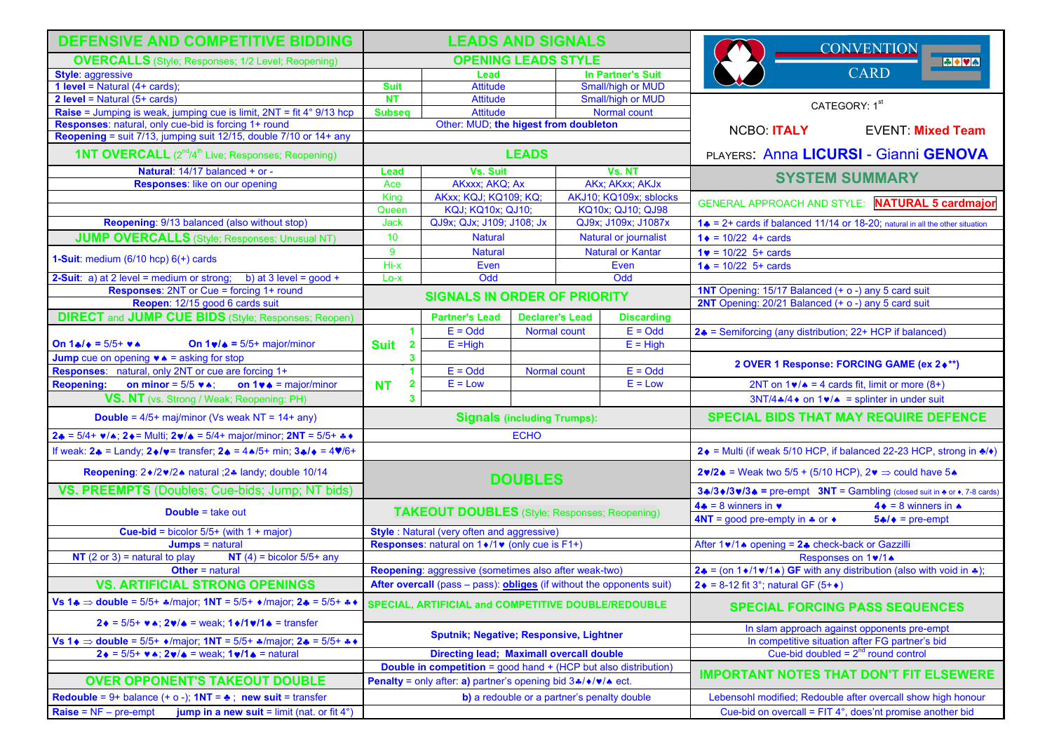# DEFENSIVE AND COMPETITIVE BIDDING

## OVERCALLS (Style; Responses; 1/2 Level; Reopening)

**Style**: aggressive
**1 level** = Natural (4+ cards);
**2 level** = Natural (5+ cards)
**Raise** = Jumping is weak, jumping cue is limit, 2NT = fit 4° 9/13 hcp
**Responses**: natural, only cue-bid is forcing 1+ round
**Reopening** = suit 7/13, jumping suit 12/15, double 7/10 or 14+ any

## 1NT OVERCALL (2nd/4th Live; Responses; Reopening)

**Natural**: 14/17 balanced + or -
**Responses**: like on our opening

**Reopening**: 9/13 balanced (also without stop)

## JUMP OVERCALLS (Style; Responses; Unusual NT)

**1-Suit**: medium (6/10 hcp) 6(+) cards

**2-Suit**: a) at 2 level = medium or strong; b) at 3 level = good +
**Responses**: 2NT or Cue = forcing 1+ round
**Reopen**: 12/15 good 6 cards suit

## DIRECT and JUMP CUE BIDS (Style; Responses; Reopen)

**On 1♣/♦** = 5/5+ ♥♠ **On 1♥/♠** = 5/5+ major/minor
**Jump** cue on opening ♥♠ = asking for stop
**Responses**: natural, only 2NT or cue are forcing 1+
**Reopening**: **on minor** = 5/5 ♥♠; **on 1♥♠** = major/minor

## VS. NT (vs. Strong / Weak; Reopening: PH)

**Double** = 4/5+ maj/minor (Vs weak NT = 14+ any)

**2♣** = 5/4+ ♥/♠; **2♦**= Multi; **2♥/♠** = 5/4+ major/minor; **2NT** = 5/5+ ♣♦
If weak: **2♣** = Landy; **2♦/♥**= transfer; **2♠** = 4♠/5+ min; **3♣/♦** = 4♥/6+

**Reopening**: 2♦/2♥/2♠ natural ;2♣ landy; double 10/14

## VS. PREEMPTS (Doubles; Cue-bids; Jump; NT bids)

**Double** = take out

**Cue-bid** = bicolor 5/5+ (with 1 + major)
**Jumps** = natural
**NT** (2 or 3) = natural to play **NT** (4) = bicolor 5/5+ any
**Other** = natural

## VS. ARTIFICIAL STRONG OPENINGS

**Vs 1♣** ⇒ **double** = 5/5+ ♣/major; **1NT** = 5/5+ ♦/major; **2♣** = 5/5+ ♣♦
**2♦** = 5/5+ ♥♠; **2♥/♠** = weak; **1♦/1♥/1♠** = transfer
**Vs 1♦** ⇒ **double** = 5/5+ ♦/major; **1NT** = 5/5+ ♣/major; **2♣** = 5/5+ ♣♦
**2♦** = 5/5+ ♥♠; **2♥/♠** = weak; **1♥/1♠** = natural

## OVER OPPONENT'S TAKEOUT DOUBLE

**Redouble** = 9+ balance (+ o -); **1NT** = ♣ ; **new suit** = transfer
**Raise** = NF – pre-empt **jump in a new suit** = limit (nat. or fit 4°)

# LEADS AND SIGNALS

## OPENING LEADS STYLE

| | Lead | In Partner's Suit |
|---|---|---|
| **Suit** | Attitude | Small/high or MUD |
| **NT** | Attitude | Small/high or MUD |
| **Subseq** | Attitude | Normal count |

Other: MUD; **the higest from doubleton**

## LEADS

| Lead | Vs. Suit | Vs. NT |
|---|---|---|
| Ace | AKxxx; AKQ; Ax | AKx; AKxx; AKJx |
| King | AKxx; KQJ; KQ109; KQ; | AKJ10; KQ109x; sblocks |
| Queen | KQJ; KQ10x; QJ10; | KQ10x; QJ10; QJ98 |
| Jack | QJ9x; QJx; J109; J108; Jx | QJ9x; J109x; J1087x |
| 10 | Natural | Natural or journalist |
| 9 | Natural | Natural or Kantar |
| Hi-x | Even | Even |
| Lo-x | Odd | Odd |

## SIGNALS IN ORDER OF PRIORITY

| | | Partner's Lead | Declarer's Lead | Discarding |
|---|---|---|---|---|
| **Suit** | 1 | E = Odd | Normal count | E = Odd |
| | 2 | E =High | | E = High |
| | 3 | | | |
| **NT** | 1 | E = Odd | Normal count | E = Odd |
| | 2 | E = Low | | E = Low |
| | 3 | | | |

## Signals (including Trumps):

ECHO

## DOUBLES

## TAKEOUT DOUBLES (Style; Responses; Reopening)

**Style** : Natural (very often and aggressive)
**Responses**: natural on 1♦/1♥ (only cue is F1+)

**Reopening**: aggressive (sometimes also after weak-two)
**After overcall** (pass – pass): **obliges** (if without the opponents suit)

## SPECIAL, ARTIFICIAL and COMPETITIVE DOUBLE/REDOUBLE

**Sputnik; Negative; Responsive, Lightner**

**Directing lead; Maximall overcall double**
**Double in competition** = good hand + (HCP but also distribution)
**Penalty** = only after: **a)** partner's opening bid 3♣/♦/♥/♠ ect.
**b)** a redouble or a partner's penalty double

# CONVENTION CARD

CATEGORY: 1st

NCBO: **ITALY** EVENT: **Mixed Team**

PLAYERS: Anna **LICURSI** - Gianni **GENOVA**

## SYSTEM SUMMARY

GENERAL APPROACH AND STYLE: **NATURAL 5 cardmajor**

**1♣** = 2+ cards if balanced 11/14 or 18-20; natural in all the other situation
**1♦** = 10/22 4+ cards
**1♥** = 10/22 5+ cards
**1♠** = 10/22 5+ cards
**1NT Opening**: 15/17 Balanced (+ o -) any 5 card suit
**2NT Opening**: 20/21 Balanced (+ o -) any 5 card suit

**2♣** = Semiforcing (any distribution; 22+ HCP if balanced)

**2 OVER 1 Response: FORCING GAME (ex 2♦**)**
2NT on 1♥/♠ = 4 cards fit, limit or more (8+)
3NT/4♣/4♦ on 1♥/♠ = splinter in under suit

## SPECIAL BIDS THAT MAY REQUIRE DEFENCE

**2♦** = Multi (if weak 5/10 HCP, if balanced 22-23 HCP, strong in ♣/♦)
**2♥/2♠** = Weak two 5/5 + (5/10 HCP), 2♥ ⇒ could have 5♠
**3♣/3♦/3♥/3♠** = pre-empt **3NT** = Gambling (closed suit in ♣ or ♦, 7-8 cards)
**4♣** = 8 winners in ♥ **4♦** = 8 winners in ♠
**4NT** = good pre-empty in ♣ or ♦ **5♣/♦** = pre-empt
After 1♥/1♠ opening = **2♣** check-back or Gazzilli
Responses on 1♥/1♠
**2♣** = (on 1♦/1♥/1♠) **GF** with any distribution (also with void in ♣);
**2♦** = 8-12 fit 3°; natural GF (5+♦)

## SPECIAL FORCING PASS SEQUENCES

In slam approach against opponents pre-empt
In competitive situation after FG partner's bid
Cue-bid doubled = 2nd round control

## IMPORTANT NOTES THAT DON'T FIT ELSEWERE

Lebensohl modified; Redouble after overcall show high honour
Cue-bid on overcall = FIT 4°, does'nt promise another bid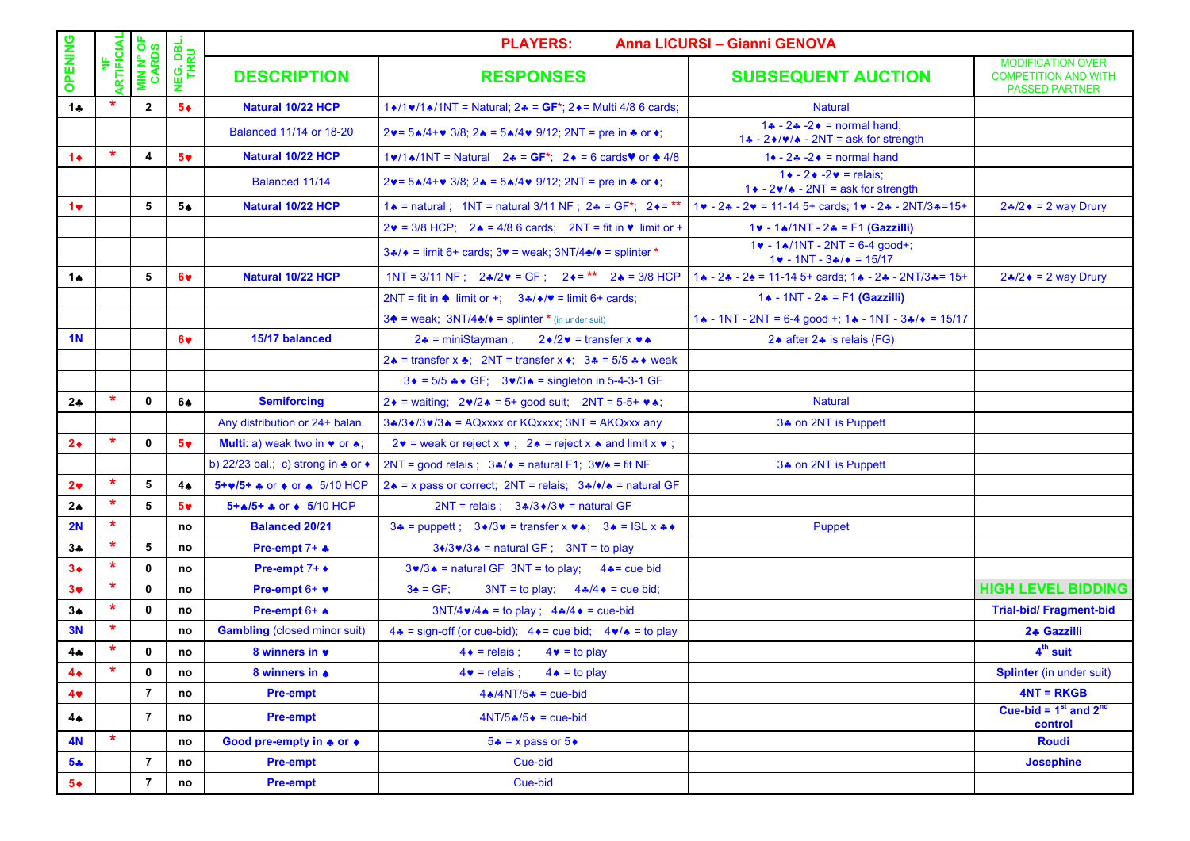| OPENING | *IF ARTIFICIAL | MIN N° OF CARDS | NEG. DBL. THRU | PLAYERS: Anna LICURSI – Gianni GENOVA DESCRIPTION | RESPONSES | SUBSEQUENT AUCTION | MODIFICATION OVER COMPETITION AND WITH PASSED PARTNER |
|---|---|---|---|---|---|---|---|
| 1♣ | * | 2 | 5♦ | **Natural 10/22 HCP** | 1♦/1♥/1♠/1NT = Natural; 2♣ = **GF***; 2♦= Multi 4/8 6 cards; | Natural | |
| | | | | Balanced 11/14 or 18-20 | 2♥= 5♠/4+♥ 3/8; 2♠ = 5♠/4♥ 9/12; 2NT = pre in ♣ or ♦; | 1♣ - 2♣ -2♦ = normal hand; 1♣ - 2♦/♥/♠ - 2NT = ask for strength | |
| 1♦ | * | 4 | 5♥ | **Natural 10/22 HCP** | 1♥/1♠/1NT = Natural 2♣ = **GF***; 2♦ = 6 cards♥ or ♠ 4/8 | 1♦ - 2♣ -2♦ = normal hand | |
| | | | | Balanced 11/14 | 2♥= 5♠/4+♥ 3/8; 2♠ = 5♠/4♥ 9/12; 2NT = pre in ♣ or ♦; | 1♦ - 2♦ -2♥ = relais; 1♦ - 2♥/♠ - 2NT = ask for strength | |
| 1♥ | | 5 | 5♠ | **Natural 10/22 HCP** | 1♠ = natural ; 1NT = natural 3/11 NF ; 2♣ = GF*; 2♦= ** | 1♥ - 2♣ - 2♥ = 11-14 5+ cards; 1♥ - 2♣ - 2NT/3♣=15+ | 2♣/2♦ = 2 way Drury |
| | | | | | 2♥ = 3/8 HCP; 2♠ = 4/8 6 cards; 2NT = fit in ♥ limit or + | 1♥ - 1♠/1NT - 2♣ = F1 **(Gazzilli)** | |
| | | | | | 3♣/♦ = limit 6+ cards; 3♥ = weak; 3NT/4♣/♦ = splinter * | 1♥ - 1♠/1NT - 2NT = 6-4 good+; 1♥ - 1NT - 3♣/♦ = 15/17 | |
| 1♠ | | 5 | 6♥ | **Natural 10/22 HCP** | 1NT = 3/11 NF ; 2♣/2♥ = GF ; 2♦= ** 2♠ = 3/8 HCP | 1♠ - 2♣ - 2♠ = 11-14 5+ cards; 1♠ - 2♣ - 2NT/3♣= 15+ | 2♣/2♦ = 2 way Drury |
| | | | | | 2NT = fit in ♠ limit or +; 3♣/♦/♥ = limit 6+ cards; | 1♠ - 1NT - 2♣ = F1 **(Gazzilli)** | |
| | | | | | 3♠ = weak; 3NT/4♣/♦ = splinter * (in under suit) | 1♠ - 1NT - 2NT = 6-4 good +; 1♠ - 1NT - 3♣/♦ = 15/17 | |
| 1N | | | 6♥ | **15/17 balanced** | 2♣ = miniStayman ; 2♦/2♥ = transfer x ♥♠ | 2♠ after 2♣ is relais (FG) | |
| | | | | | 2♠ = transfer x ♣; 2NT = transfer x ♦; 3♣ = 5/5 ♣♦ weak | | |
| | | | | | 3♦ = 5/5 ♣♦ GF; 3♥/3♠ = singleton in 5-4-3-1 GF | | |
| 2♣ | * | 0 | 6♠ | **Semiforcing** | 2♦ = waiting; 2♥/2♠ = 5+ good suit; 2NT = 5-5+ ♥♠; | Natural | |
| | | | | Any distribution or 24+ balan. | 3♣/3♦/3♥/3♠ = AQxxxx or KQxxxx; 3NT = AKQxxx any | 3♣ on 2NT is Puppett | |
| 2♦ | * | 0 | 5♥ | **Multi**: a) weak two in ♥ or ♠; | 2♥ = weak or reject x ♥ ; 2♠ = reject x ♠ and limit x ♥ ; | | |
| | | | | b) 22/23 bal.; c) strong in ♣ or ♦ | 2NT = good relais ; 3♣/♦ = natural F1; 3♥/♠ = fit NF | 3♣ on 2NT is Puppett | |
| 2♥ | * | 5 | 4♠ | **5+♥/5+ ♣ or ♦ or ♠ 5/10 HCP** | 2♠ = x pass or correct; 2NT = relais; 3♣/♦/♠ = natural GF | | |
| 2♠ | * | 5 | 5♥ | **5+♠/5+ ♣ or ♦ 5/10 HCP** | 2NT = relais ; 3♣/3♦/3♥ = natural GF | | |
| 2N | * | | no | **Balanced 20/21** | 3♣ = puppett ; 3♦/3♥ = transfer x ♥♠; 3♠ = ISL x ♣♦ | Puppet | |
| 3♣ | * | 5 | no | **Pre-empt** 7+ ♣ | 3♦/3♥/3♠ = natural GF ; 3NT = to play | | |
| 3♦ | * | 0 | no | **Pre-empt** 7+ ♦ | 3♥/3♠ = natural GF 3NT = to play; 4♣= cue bid | | |
| 3♥ | * | 0 | no | **Pre-empt** 6+ ♥ | 3♠ = GF; 3NT = to play; 4♣/4♦ = cue bid; | | **HIGH LEVEL BIDDING** |
| 3♠ | * | 0 | no | **Pre-empt** 6+ ♠ | 3NT/4♥/4♠ = to play ; 4♣/4♦ = cue-bid | | **Trial-bid/ Fragment-bid** |
| 3N | * | | no | **Gambling** (closed minor suit) | 4♣ = sign-off (or cue-bid); 4♦= cue bid; 4♥/♠ = to play | | **2♣ Gazzilli** |
| 4♣ | * | 0 | no | **8 winners in ♥** | 4♦ = relais ; 4♥ = to play | | **4th suit** |
| 4♦ | * | 0 | no | **8 winners in ♠** | 4♥ = relais ; 4♠ = to play | | **Splinter** (in under suit) |
| 4♥ | | 7 | no | **Pre-empt** | 4♠/4NT/5♣ = cue-bid | | **4NT = RKGB** |
| 4♠ | | 7 | no | **Pre-empt** | 4NT/5♣/5♦ = cue-bid | | **Cue-bid = 1st and 2nd control** |
| 4N | * | | no | **Good pre-empty in ♣ or ♦** | 5♣ = x pass or 5♦ | | **Roudi** |
| 5♣ | | 7 | no | **Pre-empt** | Cue-bid | | **Josephine** |
| 5♦ | | 7 | no | **Pre-empt** | Cue-bid | | |